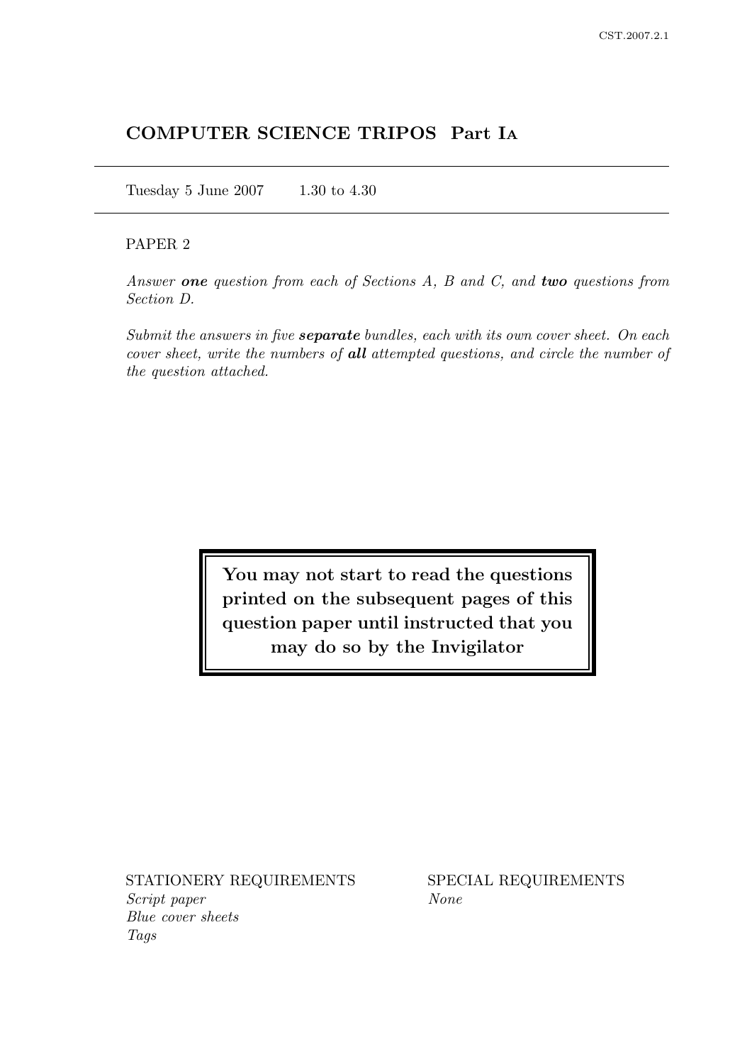# COMPUTER SCIENCE TRIPOS Part IA

Tuesday 5 June 2007 1.30 to 4.30

PAPER 2

*Answer **one** question from each of Sections A, B and C, and **two** questions from Section D.*

*Submit the answers in five **separate** bundles, each with its own cover sheet. On each cover sheet, write the numbers of **all** attempted questions, and circle the number of the question attached.*

**You may not start to read the questions printed on the subsequent pages of this question paper until instructed that you may do so by the Invigilator**

STATIONERY REQUIREMENTS
*Script paper*
*Blue cover sheets*
*Tags*

SPECIAL REQUIREMENTS
*None*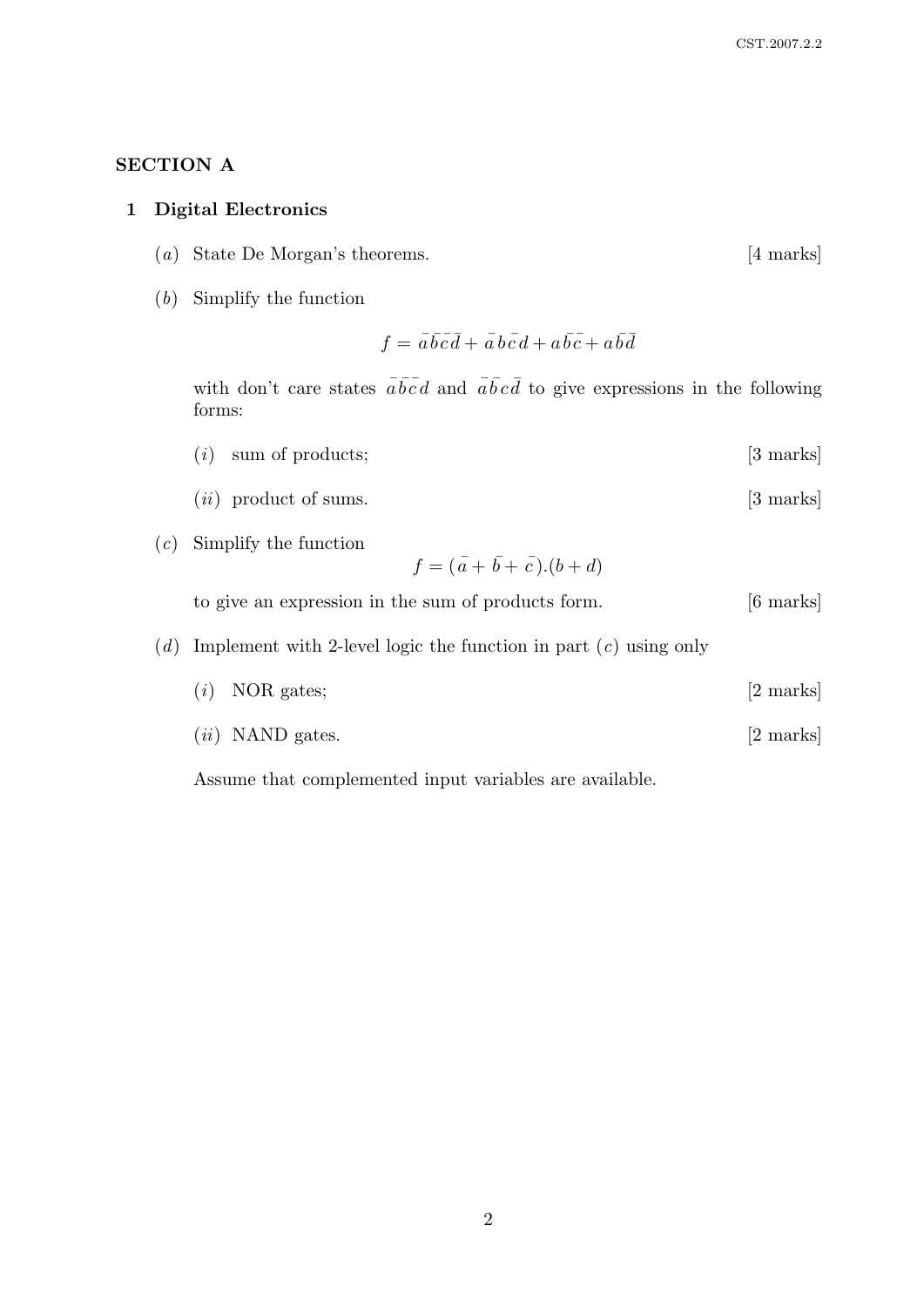## SECTION A

### 1 Digital Electronics

(*a*) State De Morgan's theorems. [4 marks]

(*b*) Simplify the function

$$f = \bar{a}\bar{b}\bar{c}\bar{d} + \bar{a}\,b\,\bar{c}\,d + a\bar{b}\bar{c} + a\bar{b}\bar{d}$$

with don't care states $\bar{a}\,\bar{b}\,\bar{c}\,d$ and $\bar{a}\,\bar{b}\,c\,\bar{d}$ to give expressions in the following forms:

(*i*) sum of products; [3 marks]

(*ii*) product of sums. [3 marks]

(*c*) Simplify the function

$$f = (\bar{a} + \bar{b} + \bar{c}).(b + d)$$

to give an expression in the sum of products form. [6 marks]

(*d*) Implement with 2-level logic the function in part (*c*) using only

(*i*) NOR gates; [2 marks]

(*ii*) NAND gates. [2 marks]

Assume that complemented input variables are available.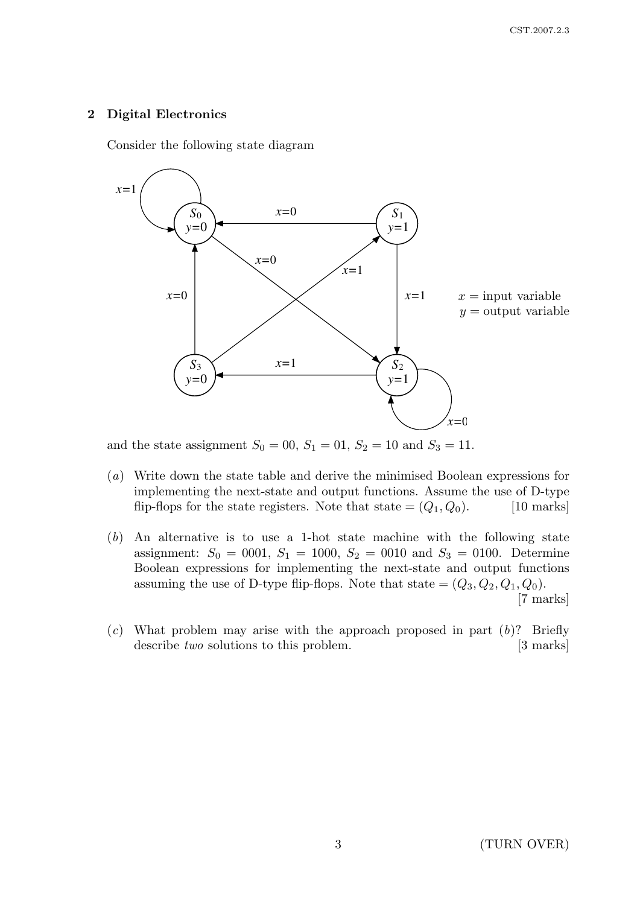## 2 Digital Electronics

Consider the following state diagram

and the state assignment $S_0 = 00$, $S_1 = 01$, $S_2 = 10$ and $S_3 = 11$.

(*a*) Write down the state table and derive the minimised Boolean expressions for implementing the next-state and output functions. Assume the use of D-type flip-flops for the state registers. Note that state = $(Q_1, Q_0)$. [10 marks]

(*b*) An alternative is to use a 1-hot state machine with the following state assignment: $S_0 = 0001$, $S_1 = 1000$, $S_2 = 0010$ and $S_3 = 0100$. Determine Boolean expressions for implementing the next-state and output functions assuming the use of D-type flip-flops. Note that state = $(Q_3, Q_2, Q_1, Q_0)$. [7 marks]

(*c*) What problem may arise with the approach proposed in part (*b*)? Briefly describe *two* solutions to this problem. [3 marks]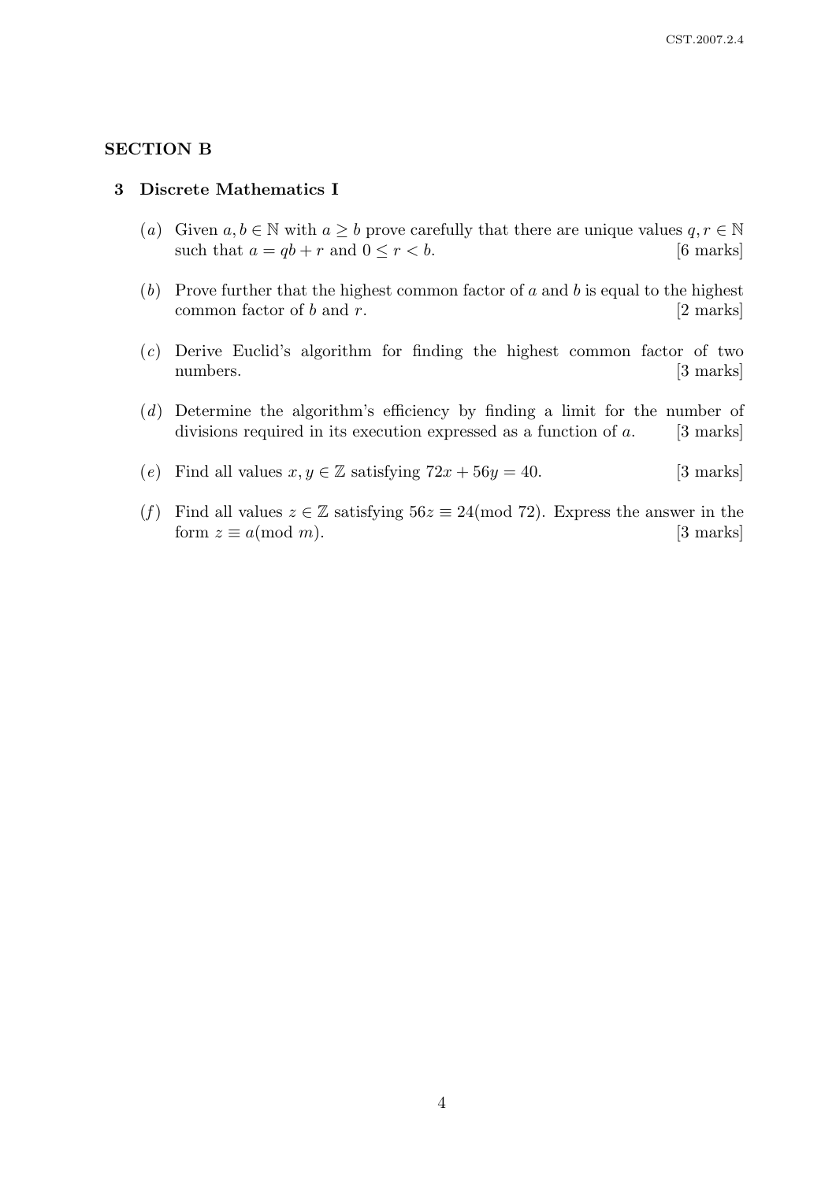## SECTION B

### 3 Discrete Mathematics I

(*a*) Given $a, b \in \mathbb{N}$ with $a \geq b$ prove carefully that there are unique values $q, r \in \mathbb{N}$ such that $a = qb + r$ and $0 \leq r < b$. [6 marks]

(*b*) Prove further that the highest common factor of $a$ and $b$ is equal to the highest common factor of $b$ and $r$. [2 marks]

(*c*) Derive Euclid's algorithm for finding the highest common factor of two numbers. [3 marks]

(*d*) Determine the algorithm's efficiency by finding a limit for the number of divisions required in its execution expressed as a function of $a$. [3 marks]

(*e*) Find all values $x, y \in \mathbb{Z}$ satisfying $72x + 56y = 40$. [3 marks]

(*f*) Find all values $z \in \mathbb{Z}$ satisfying $56z \equiv 24 (\text{mod } 72)$. Express the answer in the form $z \equiv a (\text{mod } m)$. [3 marks]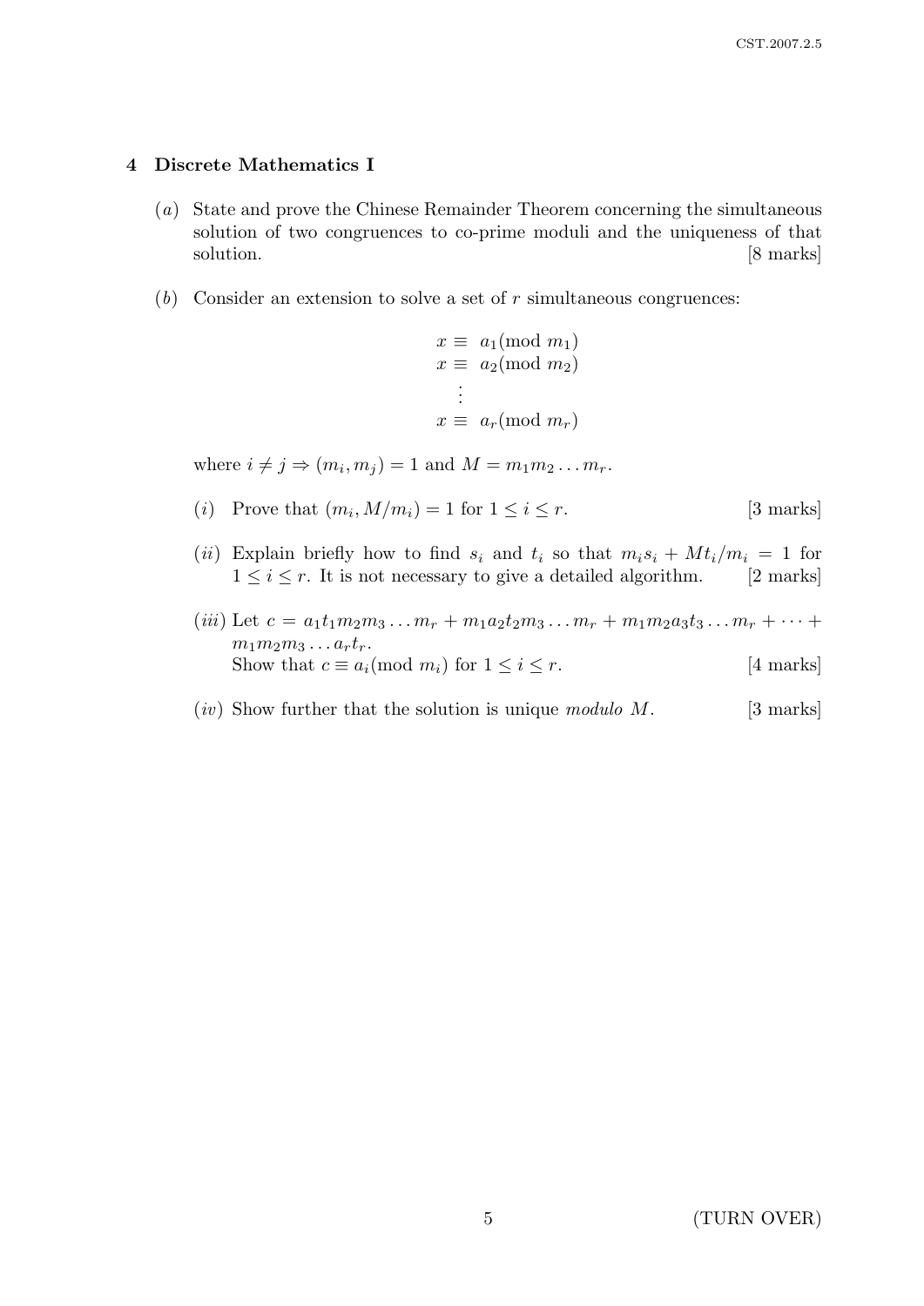## 4 Discrete Mathematics I

(*a*) State and prove the Chinese Remainder Theorem concerning the simultaneous solution of two congruences to co-prime moduli and the uniqueness of that solution. [8 marks]

(*b*) Consider an extension to solve a set of $r$ simultaneous congruences:

$$\begin{aligned} x &\equiv a_1 (\text{mod } m_1) \\ x &\equiv a_2 (\text{mod } m_2) \\ &\vdots \\ x &\equiv a_r (\text{mod } m_r) \end{aligned}$$

where $i \neq j \Rightarrow (m_i, m_j) = 1$ and $M = m_1 m_2 \ldots m_r$.

(*i*) Prove that $(m_i, M/m_i) = 1$ for $1 \leq i \leq r$. [3 marks]

(*ii*) Explain briefly how to find $s_i$ and $t_i$ so that $m_i s_i + M t_i / m_i = 1$ for $1 \leq i \leq r$. It is not necessary to give a detailed algorithm. [2 marks]

(*iii*) Let $c = a_1 t_1 m_2 m_3 \ldots m_r + m_1 a_2 t_2 m_3 \ldots m_r + m_1 m_2 a_3 t_3 \ldots m_r + \cdots + m_1 m_2 m_3 \ldots a_r t_r$.
Show that $c \equiv a_i (\text{mod } m_i)$ for $1 \leq i \leq r$. [4 marks]

(*iv*) Show further that the solution is unique *modulo* $M$. [3 marks]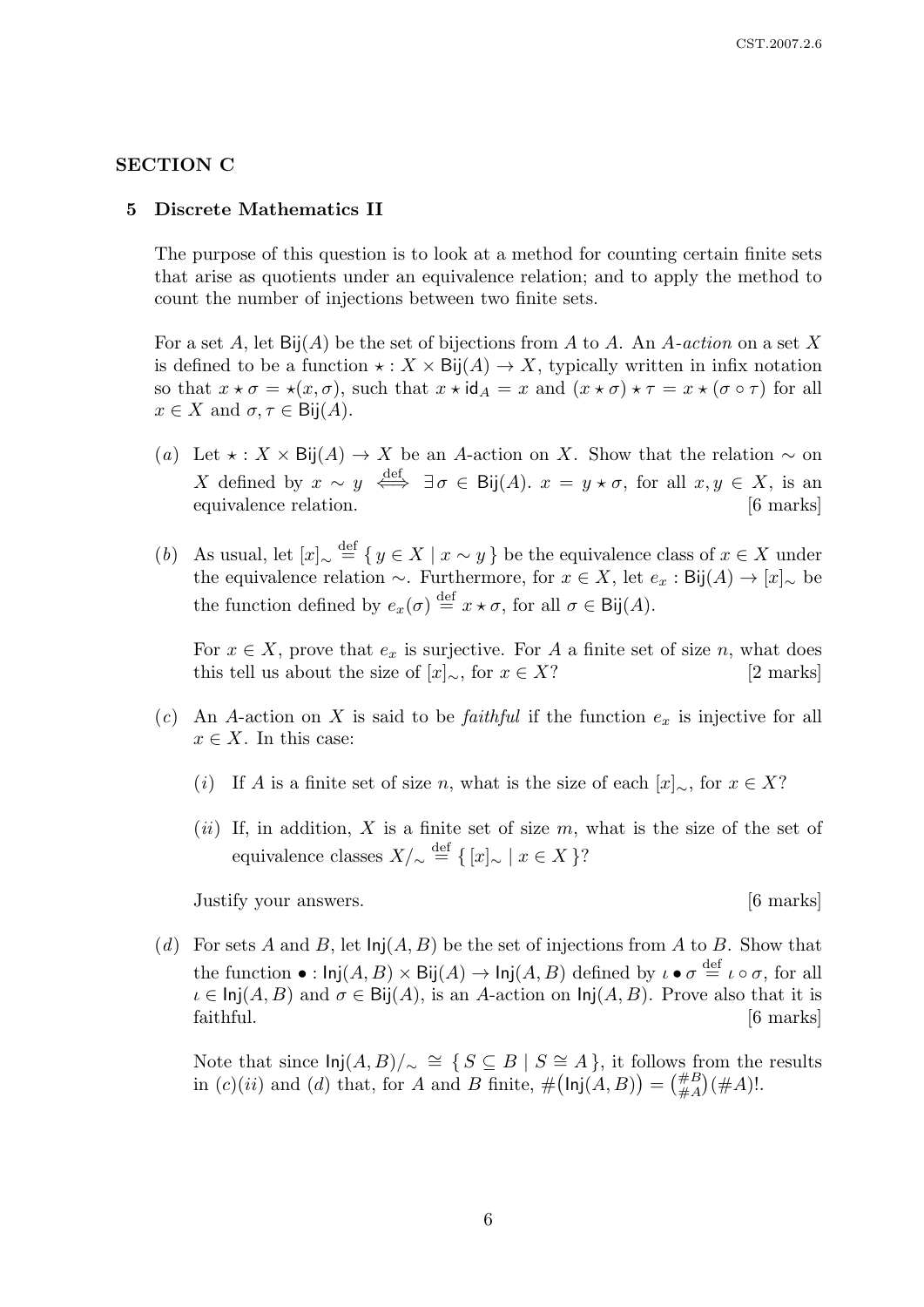## SECTION C

### 5 Discrete Mathematics II

The purpose of this question is to look at a method for counting certain finite sets that arise as quotients under an equivalence relation; and to apply the method to count the number of injections between two finite sets.

For a set $A$, let $\mathsf{Bij}(A)$ be the set of bijections from $A$ to $A$. An $A$-*action* on a set $X$ is defined to be a function $\star : X \times \mathsf{Bij}(A) \to X$, typically written in infix notation so that $x \star \sigma = \star(x, \sigma)$, such that $x \star \mathsf{id}_A = x$ and $(x \star \sigma) \star \tau = x \star (\sigma \circ \tau)$ for all $x \in X$ and $\sigma, \tau \in \mathsf{Bij}(A)$.

(*a*) Let $\star : X \times \mathsf{Bij}(A) \to X$ be an $A$-action on $X$. Show that the relation $\sim$ on $X$ defined by $x \sim y \stackrel{\text{def}}{\iff} \exists \sigma \in \mathsf{Bij}(A).\ x = y \star \sigma$, for all $x, y \in X$, is an equivalence relation. [6 marks]

(*b*) As usual, let $[x]_\sim \stackrel{\text{def}}{=} \{ y \in X \mid x \sim y \}$ be the equivalence class of $x \in X$ under the equivalence relation $\sim$. Furthermore, for $x \in X$, let $e_x : \mathsf{Bij}(A) \to [x]_\sim$ be the function defined by $e_x(\sigma) \stackrel{\text{def}}{=} x \star \sigma$, for all $\sigma \in \mathsf{Bij}(A)$.

For $x \in X$, prove that $e_x$ is surjective. For $A$ a finite set of size $n$, what does this tell us about the size of $[x]_\sim$, for $x \in X$? [2 marks]

(*c*) An $A$-action on $X$ is said to be *faithful* if the function $e_x$ is injective for all $x \in X$. In this case:

(*i*) If $A$ is a finite set of size $n$, what is the size of each $[x]_\sim$, for $x \in X$?

(*ii*) If, in addition, $X$ is a finite set of size $m$, what is the size of the set of equivalence classes $X/_\sim \stackrel{\text{def}}{=} \{ [x]_\sim \mid x \in X \}$?

Justify your answers. [6 marks]

(*d*) For sets $A$ and $B$, let $\mathsf{Inj}(A, B)$ be the set of injections from $A$ to $B$. Show that the function $\bullet : \mathsf{Inj}(A, B) \times \mathsf{Bij}(A) \to \mathsf{Inj}(A, B)$ defined by $\iota \bullet \sigma \stackrel{\text{def}}{=} \iota \circ \sigma$, for all $\iota \in \mathsf{Inj}(A, B)$ and $\sigma \in \mathsf{Bij}(A)$, is an $A$-action on $\mathsf{Inj}(A, B)$. Prove also that it is faithful. [6 marks]

Note that since $\mathsf{Inj}(A, B)/_\sim \;\cong\; \{ S \subseteq B \mid S \cong A \}$, it follows from the results in (*c*)(*ii*) and (*d*) that, for $A$ and $B$ finite, $\#\big(\mathsf{Inj}(A, B)\big) = \binom{\#B}{\#A}(\#A)!$.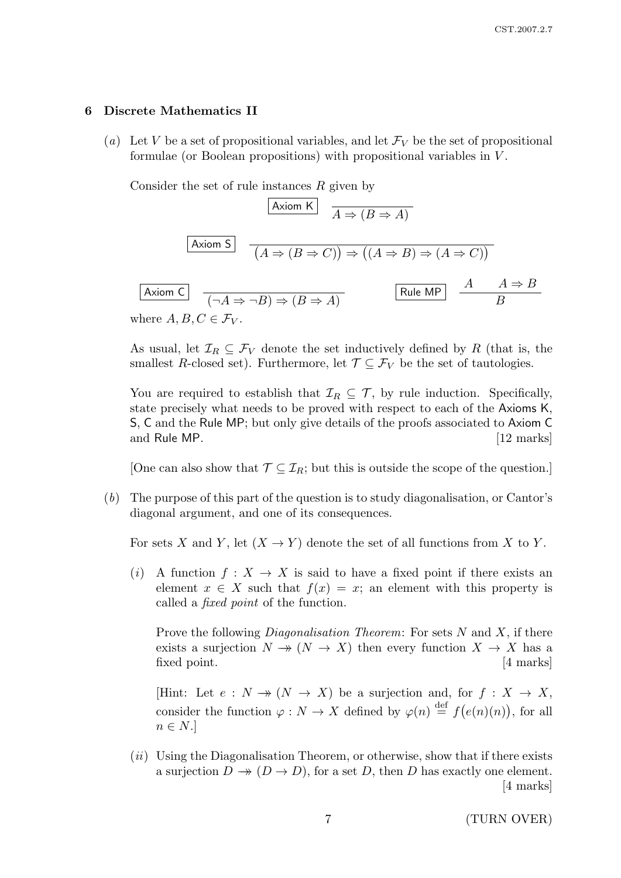## 6 Discrete Mathematics II

(*a*) Let $V$ be a set of propositional variables, and let $\mathcal{F}_V$ be the set of propositional formulae (or Boolean propositions) with propositional variables in $V$.

Consider the set of rule instances $R$ given by

$$\boxed{\textsf{Axiom K}} \quad \frac{}{A \Rightarrow (B \Rightarrow A)}$$

$$\boxed{\textsf{Axiom S}} \quad \frac{}{\big(A \Rightarrow (B \Rightarrow C)\big) \Rightarrow \big((A \Rightarrow B) \Rightarrow (A \Rightarrow C)\big)}$$

$$\boxed{\textsf{Axiom C}} \quad \frac{}{(\neg A \Rightarrow \neg B) \Rightarrow (B \Rightarrow A)} \qquad \boxed{\textsf{Rule MP}} \quad \frac{A \qquad A \Rightarrow B}{B}$$

where $A, B, C \in \mathcal{F}_V$.

As usual, let $\mathcal{I}_R \subseteq \mathcal{F}_V$ denote the set inductively defined by $R$ (that is, the smallest $R$-closed set). Furthermore, let $\mathcal{T} \subseteq \mathcal{F}_V$ be the set of tautologies.

You are required to establish that $\mathcal{I}_R \subseteq \mathcal{T}$, by rule induction. Specifically, state precisely what needs to be proved with respect to each of the Axioms K, S, C and the Rule MP; but only give details of the proofs associated to Axiom C and Rule MP. [12 marks]

[One can also show that $\mathcal{T} \subseteq \mathcal{I}_R$; but this is outside the scope of the question.]

(*b*) The purpose of this part of the question is to study diagonalisation, or Cantor's diagonal argument, and one of its consequences.

For sets $X$ and $Y$, let $(X \to Y)$ denote the set of all functions from $X$ to $Y$.

(*i*) A function $f : X \to X$ is said to have a fixed point if there exists an element $x \in X$ such that $f(x) = x$; an element with this property is called a *fixed point* of the function.

Prove the following *Diagonalisation Theorem*: For sets $N$ and $X$, if there exists a surjection $N \twoheadrightarrow (N \to X)$ then every function $X \to X$ has a fixed point. [4 marks]

[Hint: Let $e : N \twoheadrightarrow (N \to X)$ be a surjection and, for $f : X \to X$, consider the function $\varphi : N \to X$ defined by $\varphi(n) \stackrel{\text{def}}{=} f\big(e(n)(n)\big)$, for all $n \in N$.]

(*ii*) Using the Diagonalisation Theorem, or otherwise, show that if there exists a surjection $D \twoheadrightarrow (D \to D)$, for a set $D$, then $D$ has exactly one element. [4 marks]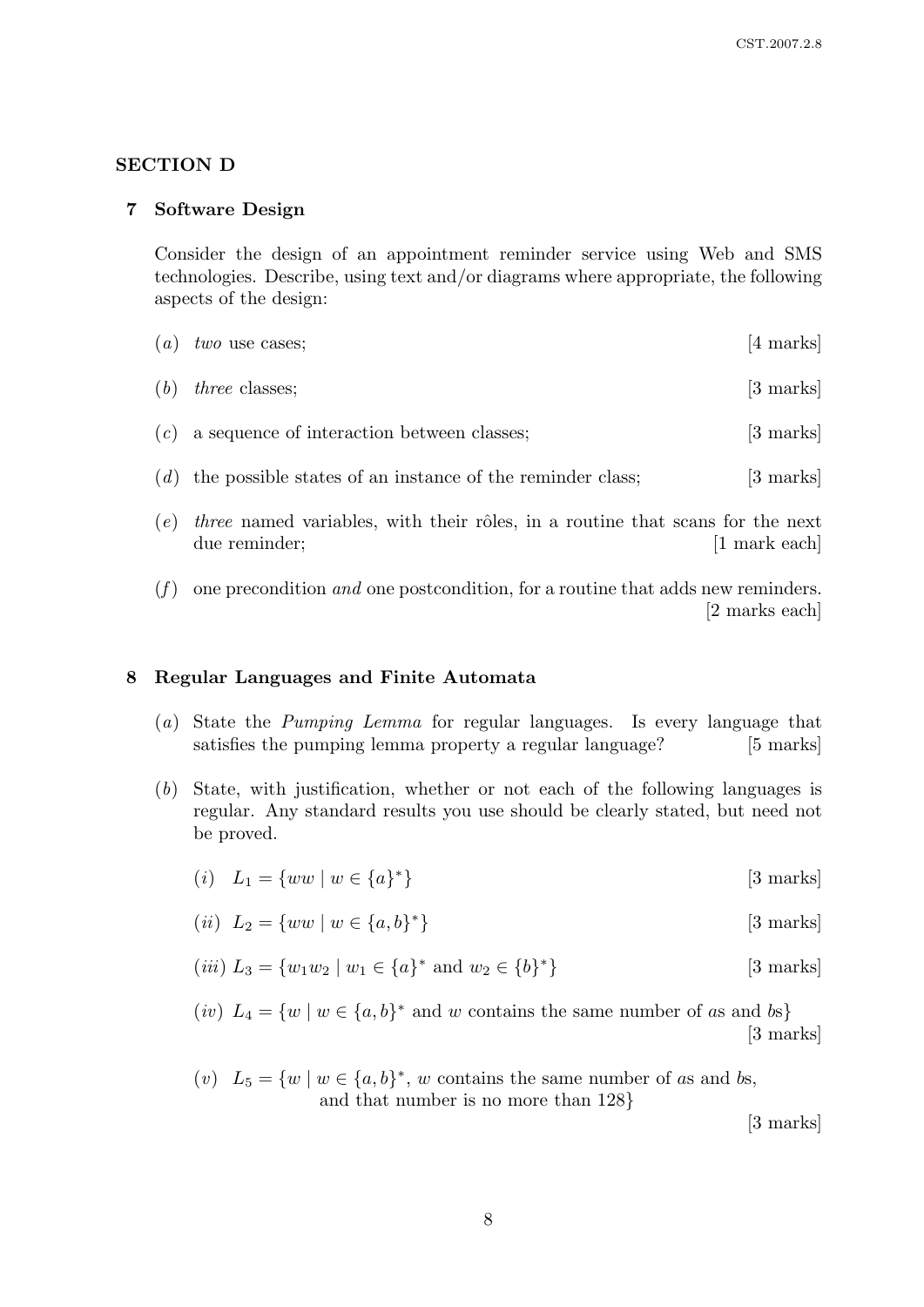## SECTION D

### 7 Software Design

Consider the design of an appointment reminder service using Web and SMS technologies. Describe, using text and/or diagrams where appropriate, the following aspects of the design:

(*a*) *two* use cases; [4 marks]

(*b*) *three* classes; [3 marks]

(*c*) a sequence of interaction between classes; [3 marks]

(*d*) the possible states of an instance of the reminder class; [3 marks]

(*e*) *three* named variables, with their rôles, in a routine that scans for the next due reminder; [1 mark each]

(*f*) one precondition *and* one postcondition, for a routine that adds new reminders. [2 marks each]

### 8 Regular Languages and Finite Automata

(*a*) State the *Pumping Lemma* for regular languages. Is every language that satisfies the pumping lemma property a regular language? [5 marks]

(*b*) State, with justification, whether or not each of the following languages is regular. Any standard results you use should be clearly stated, but need not be proved.

(*i*) $L_1 = \{ww \mid w \in \{a\}^*\}$ [3 marks]

(*ii*) $L_2 = \{ww \mid w \in \{a,b\}^*\}$ [3 marks]

(*iii*) $L_3 = \{w_1 w_2 \mid w_1 \in \{a\}^* \text{ and } w_2 \in \{b\}^*\}$ [3 marks]

(*iv*) $L_4 = \{w \mid w \in \{a,b\}^* \text{ and } w \text{ contains the same number of } a\text{s and } b\text{s}\}$ [3 marks]

(*v*) $L_5 = \{w \mid w \in \{a,b\}^*, w \text{ contains the same number of } a\text{s and } b\text{s}, \text{ and that number is no more than } 128\}$ [3 marks]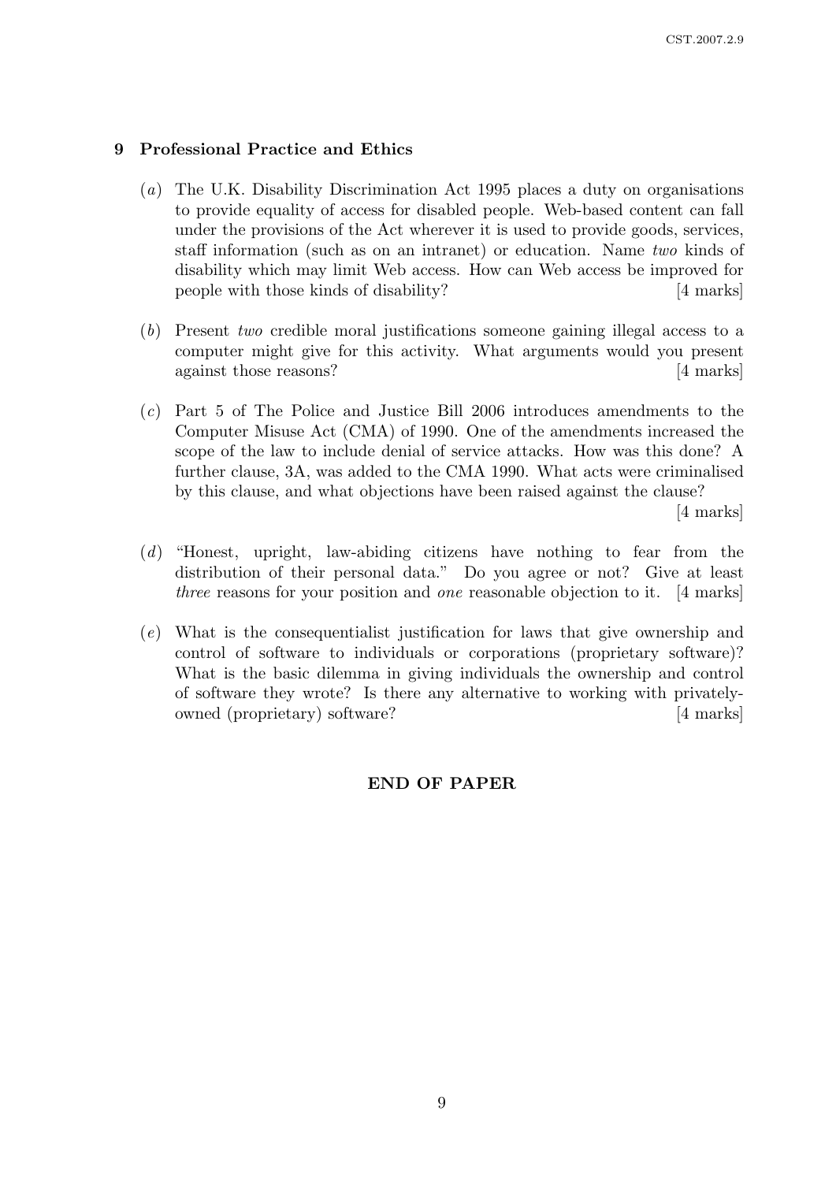## 9 Professional Practice and Ethics

(*a*) The U.K. Disability Discrimination Act 1995 places a duty on organisations to provide equality of access for disabled people. Web-based content can fall under the provisions of the Act wherever it is used to provide goods, services, staff information (such as on an intranet) or education. Name *two* kinds of disability which may limit Web access. How can Web access be improved for people with those kinds of disability? [4 marks]

(*b*) Present *two* credible moral justifications someone gaining illegal access to a computer might give for this activity. What arguments would you present against those reasons? [4 marks]

(*c*) Part 5 of The Police and Justice Bill 2006 introduces amendments to the Computer Misuse Act (CMA) of 1990. One of the amendments increased the scope of the law to include denial of service attacks. How was this done? A further clause, 3A, was added to the CMA 1990. What acts were criminalised by this clause, and what objections have been raised against the clause? [4 marks]

(*d*) "Honest, upright, law-abiding citizens have nothing to fear from the distribution of their personal data." Do you agree or not? Give at least *three* reasons for your position and *one* reasonable objection to it. [4 marks]

(*e*) What is the consequentialist justification for laws that give ownership and control of software to individuals or corporations (proprietary software)? What is the basic dilemma in giving individuals the ownership and control of software they wrote? Is there any alternative to working with privately-owned (proprietary) software? [4 marks]

**END OF PAPER**